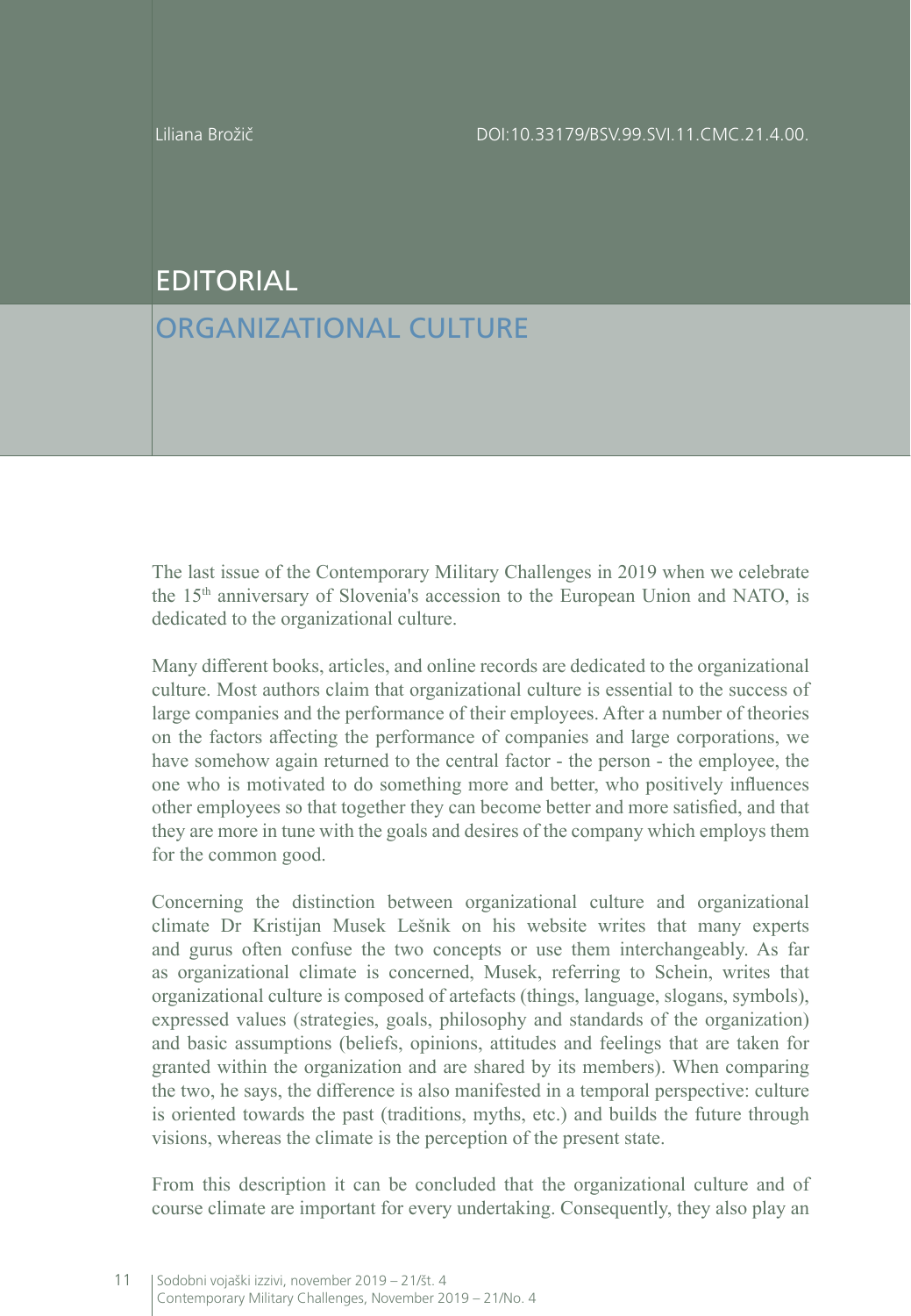Liliana Brožič

DOI:10.33179/BSV.99.SVI.11.CMC.21.4.00.

# EDITORIAL

## ORGANIZATIONAL CULTURE

The last issue of the Contemporary Military Challenges in 2019 when we celebrate the 15th anniversary of Slovenia's accession to the European Union and NATO, is dedicated to the organizational culture.

Many different books, articles, and online records are dedicated to the organizational culture. Most authors claim that organizational culture is essential to the success of large companies and the performance of their employees. After a number of theories on the factors affecting the performance of companies and large corporations, we have somehow again returned to the central factor - the person - the employee, the one who is motivated to do something more and better, who positively influences other employees so that together they can become better and more satisfied, and that they are more in tune with the goals and desires of the company which employs them for the common good.

Concerning the distinction between organizational culture and organizational climate Dr Kristijan Musek Lešnik on his website writes that many experts and gurus often confuse the two concepts or use them interchangeably. As far as organizational climate is concerned, Musek, referring to Schein, writes that organizational culture is composed of artefacts (things, language, slogans, symbols), expressed values (strategies, goals, philosophy and standards of the organization) and basic assumptions (beliefs, opinions, attitudes and feelings that are taken for granted within the organization and are shared by its members). When comparing the two, he says, the difference is also manifested in a temporal perspective: culture is oriented towards the past (traditions, myths, etc.) and builds the future through visions, whereas the climate is the perception of the present state.

From this description it can be concluded that the organizational culture and of course climate are important for every undertaking. Consequently, they also play an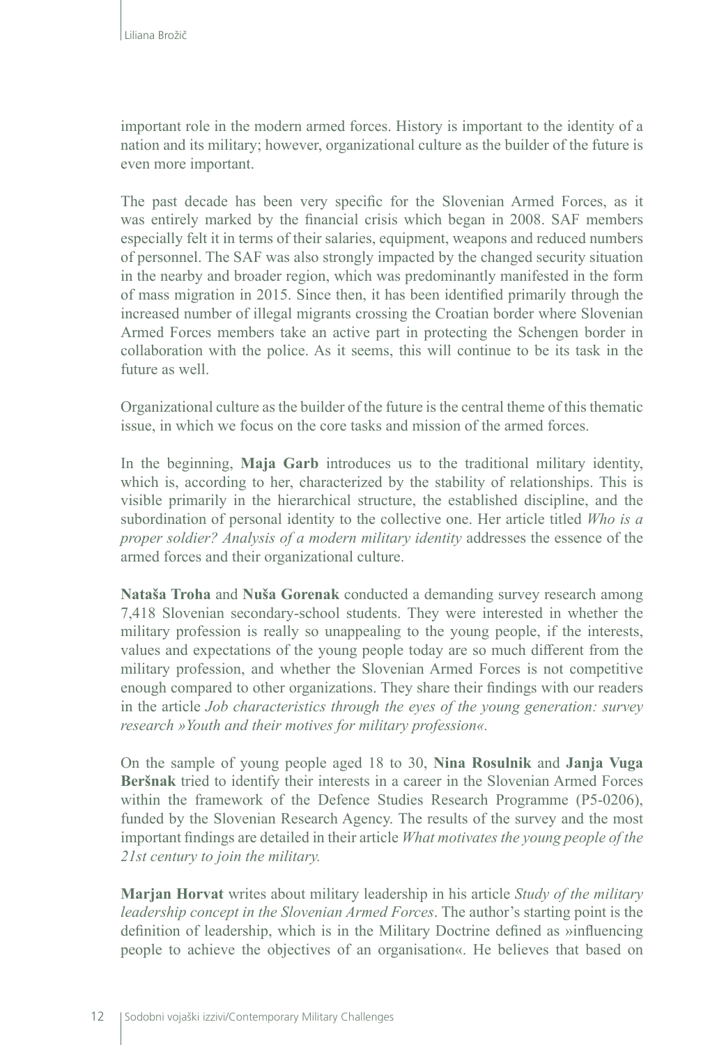important role in the modern armed forces. History is important to the identity of a nation and its military; however, organizational culture as the builder of the future is even more important.

The past decade has been very specific for the Slovenian Armed Forces, as it was entirely marked by the financial crisis which began in 2008. SAF members especially felt it in terms of their salaries, equipment, weapons and reduced numbers of personnel. The SAF was also strongly impacted by the changed security situation in the nearby and broader region, which was predominantly manifested in the form of mass migration in 2015. Since then, it has been identified primarily through the increased number of illegal migrants crossing the Croatian border where Slovenian Armed Forces members take an active part in protecting the Schengen border in collaboration with the police. As it seems, this will continue to be its task in the future as well.

Organizational culture as the builder of the future is the central theme of this thematic issue, in which we focus on the core tasks and mission of the armed forces.

In the beginning, **Maja Garb** introduces us to the traditional military identity, which is, according to her, characterized by the stability of relationships. This is visible primarily in the hierarchical structure, the established discipline, and the subordination of personal identity to the collective one. Her article titled *Who is a proper soldier? Analysis of a modern military identity* addresses the essence of the armed forces and their organizational culture.

**Nataša Troha** and **Nuša Gorenak** conducted a demanding survey research among 7,418 Slovenian secondary-school students. They were interested in whether the military profession is really so unappealing to the young people, if the interests, values and expectations of the young people today are so much different from the military profession, and whether the Slovenian Armed Forces is not competitive enough compared to other organizations. They share their findings with our readers in the article *Job characteristics through the eyes of the young generation: survey research »Youth and their motives for military profession«.*

On the sample of young people aged 18 to 30, **Nina Rosulnik** and **Janja Vuga Beršnak** tried to identify their interests in a career in the Slovenian Armed Forces within the framework of the Defence Studies Research Programme (P5-0206), funded by the Slovenian Research Agency. The results of the survey and the most important findings are detailed in their article *What motivates the young people of the 21st century to join the military.*

**Marjan Horvat** writes about military leadership in his article *Study of the military leadership concept in the Slovenian Armed Forces*. The author's starting point is the definition of leadership, which is in the Military Doctrine defined as »influencing people to achieve the objectives of an organisation«. He believes that based on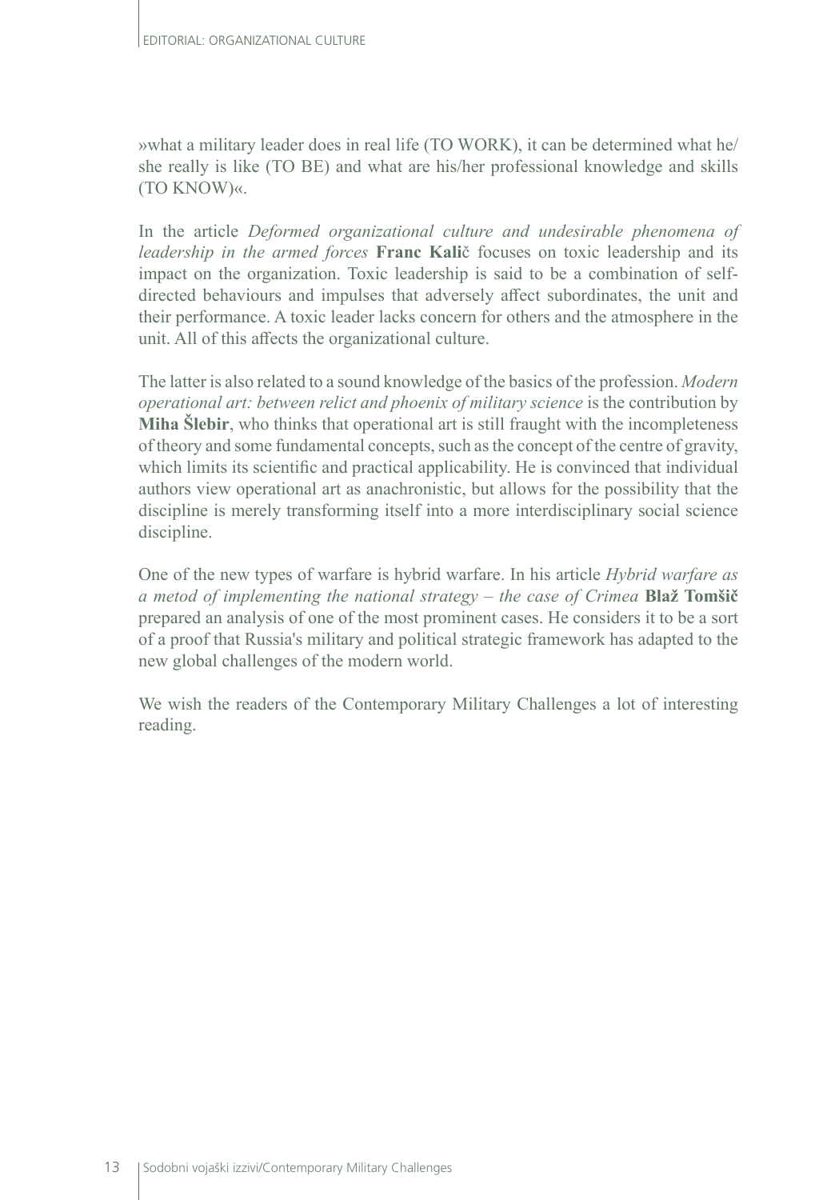»what a military leader does in real life (TO WORK), it can be determined what he/she really is like (TO BE) and what are his/her professional knowledge and skills (TO KNOW)«.

In the article *Deformed organizational culture and undesirable phenomena of leadership in the armed forces* **Franc Kalič** focuses on toxic leadership and its impact on the organization. Toxic leadership is said to be a combination of self-directed behaviours and impulses that adversely affect subordinates, the unit and their performance. A toxic leader lacks concern for others and the atmosphere in the unit. All of this affects the organizational culture.

The latter is also related to a sound knowledge of the basics of the profession. *Modern operational art: between relict and phoenix of military science* is the contribution by **Miha Šlebir**, who thinks that operational art is still fraught with the incompleteness of theory and some fundamental concepts, such as the concept of the centre of gravity, which limits its scientific and practical applicability. He is convinced that individual authors view operational art as anachronistic, but allows for the possibility that the discipline is merely transforming itself into a more interdisciplinary social science discipline.

One of the new types of warfare is hybrid warfare. In his article *Hybrid warfare as a metod of implementing the national strategy – the case of Crimea* **Blaž Tomšič** prepared an analysis of one of the most prominent cases. He considers it to be a sort of a proof that Russia's military and political strategic framework has adapted to the new global challenges of the modern world.

We wish the readers of the Contemporary Military Challenges a lot of interesting reading.